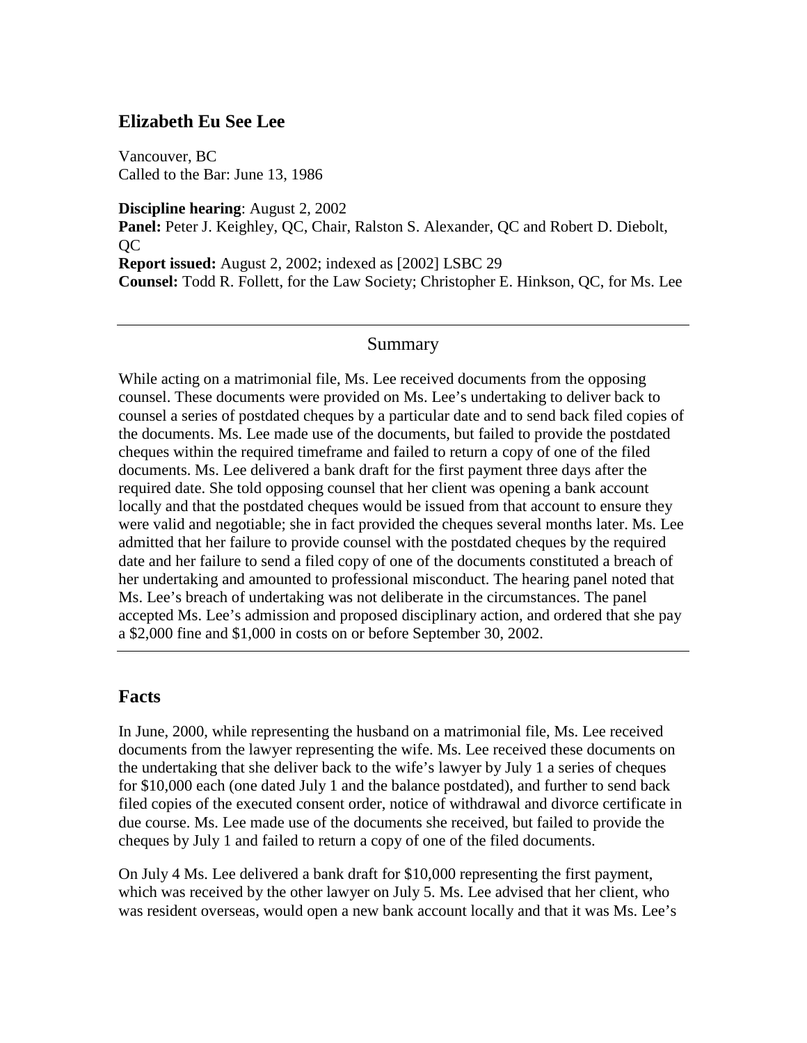# Elizabeth Eu See Lee

Vancouver, BC
Called to the Bar: June 13, 1986

**Discipline hearing**: August 2, 2002
**Panel:** Peter J. Keighley, QC, Chair, Ralston S. Alexander, QC and Robert D. Diebolt, QC
**Report issued:** August 2, 2002; indexed as [2002] LSBC 29
**Counsel:** Todd R. Follett, for the Law Society; Christopher E. Hinkson, QC, for Ms. Lee

---

## Summary

While acting on a matrimonial file, Ms. Lee received documents from the opposing counsel. These documents were provided on Ms. Lee's undertaking to deliver back to counsel a series of postdated cheques by a particular date and to send back filed copies of the documents. Ms. Lee made use of the documents, but failed to provide the postdated cheques within the required timeframe and failed to return a copy of one of the filed documents. Ms. Lee delivered a bank draft for the first payment three days after the required date. She told opposing counsel that her client was opening a bank account locally and that the postdated cheques would be issued from that account to ensure they were valid and negotiable; she in fact provided the cheques several months later. Ms. Lee admitted that her failure to provide counsel with the postdated cheques by the required date and her failure to send a filed copy of one of the documents constituted a breach of her undertaking and amounted to professional misconduct. The hearing panel noted that Ms. Lee's breach of undertaking was not deliberate in the circumstances. The panel accepted Ms. Lee's admission and proposed disciplinary action, and ordered that she pay a $2,000 fine and $1,000 in costs on or before September 30, 2002.

---

## Facts

In June, 2000, while representing the husband on a matrimonial file, Ms. Lee received documents from the lawyer representing the wife. Ms. Lee received these documents on the undertaking that she deliver back to the wife's lawyer by July 1 a series of cheques for $10,000 each (one dated July 1 and the balance postdated), and further to send back filed copies of the executed consent order, notice of withdrawal and divorce certificate in due course. Ms. Lee made use of the documents she received, but failed to provide the cheques by July 1 and failed to return a copy of one of the filed documents.

On July 4 Ms. Lee delivered a bank draft for $10,000 representing the first payment, which was received by the other lawyer on July 5. Ms. Lee advised that her client, who was resident overseas, would open a new bank account locally and that it was Ms. Lee's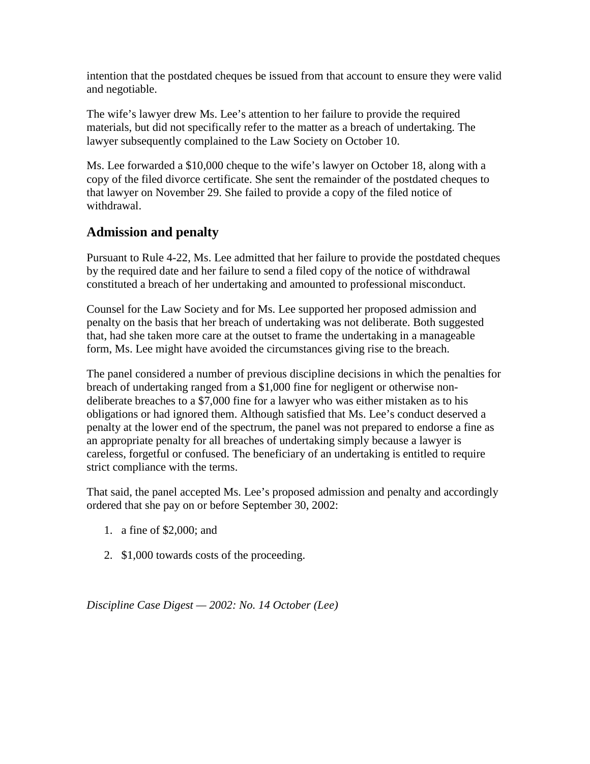intention that the postdated cheques be issued from that account to ensure they were valid and negotiable.

The wife's lawyer drew Ms. Lee's attention to her failure to provide the required materials, but did not specifically refer to the matter as a breach of undertaking. The lawyer subsequently complained to the Law Society on October 10.

Ms. Lee forwarded a $10,000 cheque to the wife's lawyer on October 18, along with a copy of the filed divorce certificate. She sent the remainder of the postdated cheques to that lawyer on November 29. She failed to provide a copy of the filed notice of withdrawal.

## Admission and penalty

Pursuant to Rule 4-22, Ms. Lee admitted that her failure to provide the postdated cheques by the required date and her failure to send a filed copy of the notice of withdrawal constituted a breach of her undertaking and amounted to professional misconduct.

Counsel for the Law Society and for Ms. Lee supported her proposed admission and penalty on the basis that her breach of undertaking was not deliberate. Both suggested that, had she taken more care at the outset to frame the undertaking in a manageable form, Ms. Lee might have avoided the circumstances giving rise to the breach.

The panel considered a number of previous discipline decisions in which the penalties for breach of undertaking ranged from a $1,000 fine for negligent or otherwise non-deliberate breaches to a $7,000 fine for a lawyer who was either mistaken as to his obligations or had ignored them. Although satisfied that Ms. Lee's conduct deserved a penalty at the lower end of the spectrum, the panel was not prepared to endorse a fine as an appropriate penalty for all breaches of undertaking simply because a lawyer is careless, forgetful or confused. The beneficiary of an undertaking is entitled to require strict compliance with the terms.

That said, the panel accepted Ms. Lee's proposed admission and penalty and accordingly ordered that she pay on or before September 30, 2002:

1. a fine of $2,000; and
2. $1,000 towards costs of the proceeding.

*Discipline Case Digest — 2002: No. 14 October (Lee)*